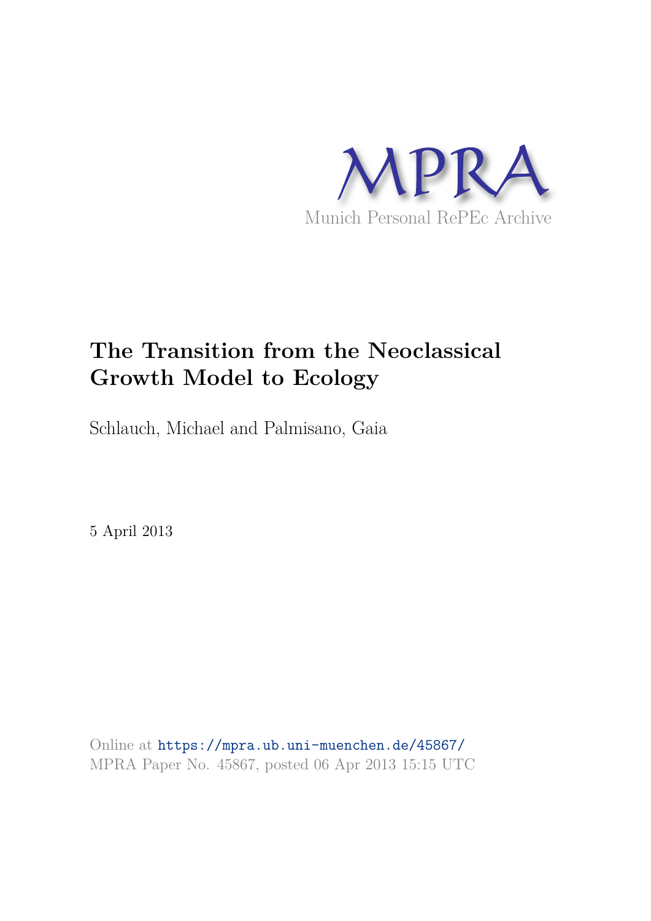MPRA

Munich Personal RePEc Archive

# The Transition from the Neoclassical Growth Model to Ecology

Schlauch, Michael and Palmisano, Gaia

5 April 2013

Online at https://mpra.ub.uni-muenchen.de/45867/
MPRA Paper No. 45867, posted 06 Apr 2013 15:15 UTC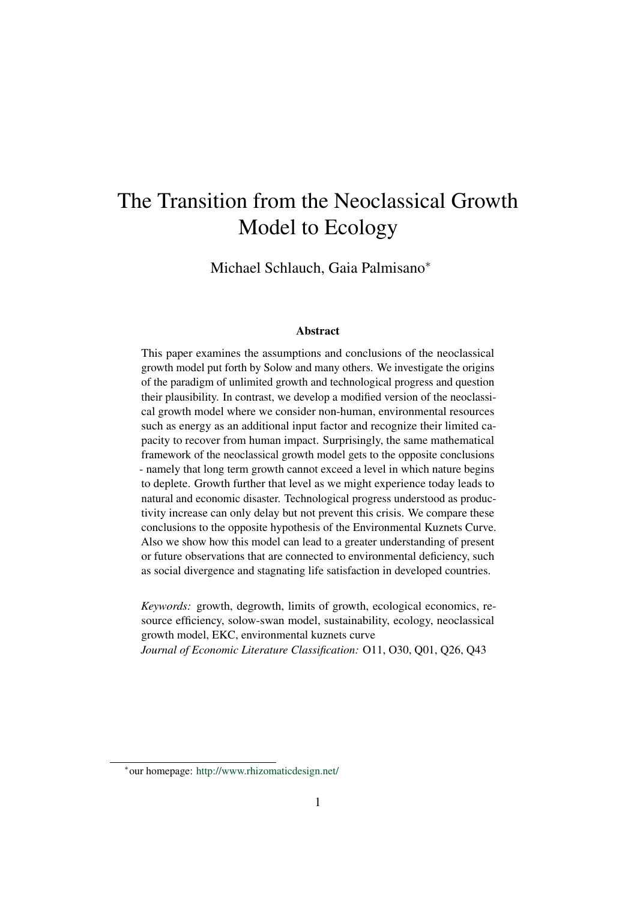# The Transition from the Neoclassical Growth Model to Ecology

Michael Schlauch, Gaia Palmisano*

## Abstract

This paper examines the assumptions and conclusions of the neoclassical growth model put forth by Solow and many others. We investigate the origins of the paradigm of unlimited growth and technological progress and question their plausibility. In contrast, we develop a modified version of the neoclassical growth model where we consider non-human, environmental resources such as energy as an additional input factor and recognize their limited capacity to recover from human impact. Surprisingly, the same mathematical framework of the neoclassical growth model gets to the opposite conclusions - namely that long term growth cannot exceed a level in which nature begins to deplete. Growth further that level as we might experience today leads to natural and economic disaster. Technological progress understood as productivity increase can only delay but not prevent this crisis. We compare these conclusions to the opposite hypothesis of the Environmental Kuznets Curve. Also we show how this model can lead to a greater understanding of present or future observations that are connected to environmental deficiency, such as social divergence and stagnating life satisfaction in developed countries.

*Keywords:* growth, degrowth, limits of growth, ecological economics, resource efficiency, solow-swan model, sustainability, ecology, neoclassical growth model, EKC, environmental kuznets curve
*Journal of Economic Literature Classification:* O11, O30, Q01, Q26, Q43

*our homepage: http://www.rhizomaticdesign.net/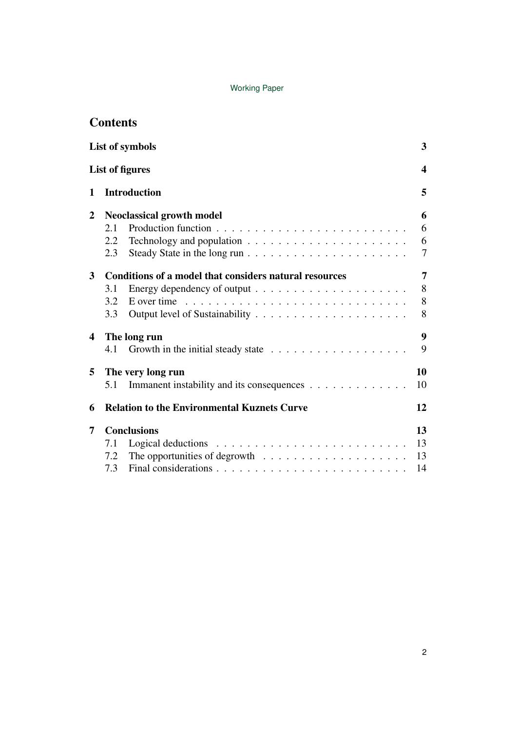# Contents

- **List of symbols** — 3
- **List of figures** — 4
- **1 Introduction** — 5
- **2 Neoclassical growth model** — 6
  - 2.1 Production function — 6
  - 2.2 Technology and population — 6
  - 2.3 Steady State in the long run — 7
- **3 Conditions of a model that considers natural resources** — 7
  - 3.1 Energy dependency of output — 8
  - 3.2 E over time — 8
  - 3.3 Output level of Sustainability — 8
- **4 The long run** — 9
  - 4.1 Growth in the initial steady state — 9
- **5 The very long run** — 10
  - 5.1 Immanent instability and its consequences — 10
- **6 Relation to the Environmental Kuznets Curve** — 12
- **7 Conclusions** — 13
  - 7.1 Logical deductions — 13
  - 7.2 The opportunities of degrowth — 13
  - 7.3 Final considerations — 14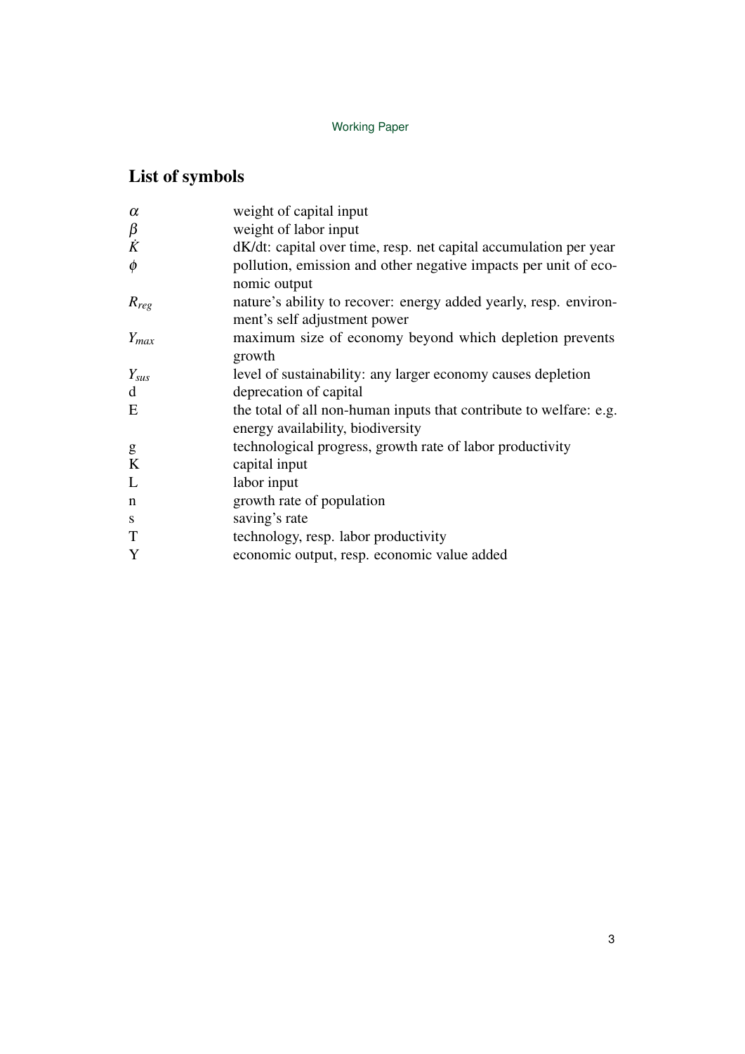## List of symbols

| Symbol | Description |
|---|---|
| $\alpha$ | weight of capital input |
| $\beta$ | weight of labor input |
| $\dot{K}$ | dK/dt: capital over time, resp. net capital accumulation per year |
| $\phi$ | pollution, emission and other negative impacts per unit of economic output |
| $R_{reg}$ | nature's ability to recover: energy added yearly, resp. environment's self adjustment power |
| $Y_{max}$ | maximum size of economy beyond which depletion prevents growth |
| $Y_{sus}$ | level of sustainability: any larger economy causes depletion |
| d | deprecation of capital |
| E | the total of all non-human inputs that contribute to welfare: e.g. energy availability, biodiversity |
| g | technological progress, growth rate of labor productivity |
| K | capital input |
| L | labor input |
| n | growth rate of population |
| s | saving's rate |
| T | technology, resp. labor productivity |
| Y | economic output, resp. economic value added |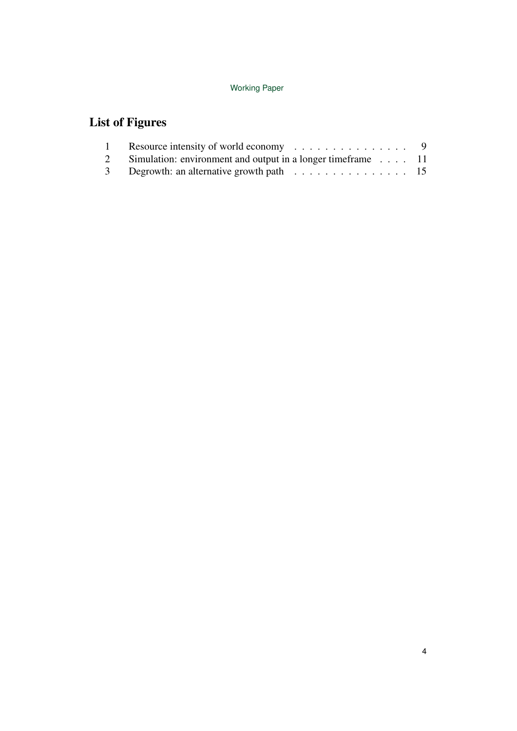## List of Figures

| | | |
|---|---|---|
| 1 | Resource intensity of world economy | 9 |
| 2 | Simulation: environment and output in a longer timeframe | 11 |
| 3 | Degrowth: an alternative growth path | 15 |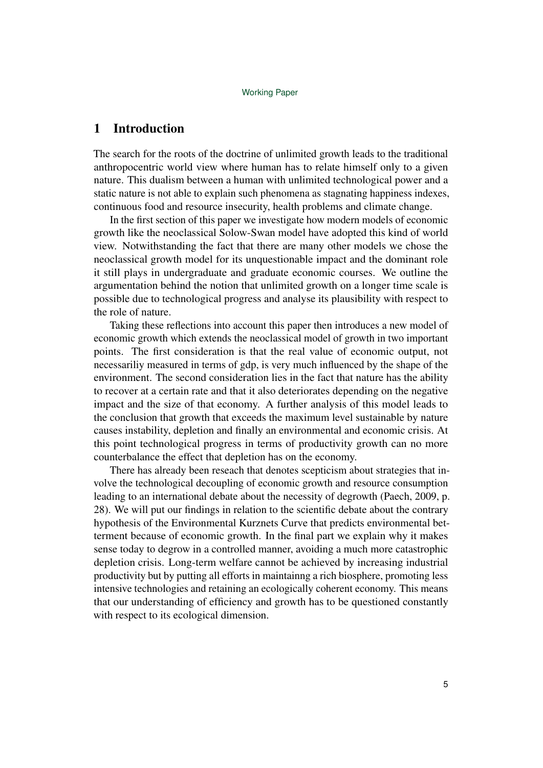## 1 Introduction

The search for the roots of the doctrine of unlimited growth leads to the traditional anthropocentric world view where human has to relate himself only to a given nature. This dualism between a human with unlimited technological power and a static nature is not able to explain such phenomena as stagnating happiness indexes, continuous food and resource insecurity, health problems and climate change.

In the first section of this paper we investigate how modern models of economic growth like the neoclassical Solow-Swan model have adopted this kind of world view. Notwithstanding the fact that there are many other models we chose the neoclassical growth model for its unquestionable impact and the dominant role it still plays in undergraduate and graduate economic courses. We outline the argumentation behind the notion that unlimited growth on a longer time scale is possible due to technological progress and analyse its plausibility with respect to the role of nature.

Taking these reflections into account this paper then introduces a new model of economic growth which extends the neoclassical model of growth in two important points. The first consideration is that the real value of economic output, not necessariliy measured in terms of gdp, is very much influenced by the shape of the environment. The second consideration lies in the fact that nature has the ability to recover at a certain rate and that it also deteriorates depending on the negative impact and the size of that economy. A further analysis of this model leads to the conclusion that growth that exceeds the maximum level sustainable by nature causes instability, depletion and finally an environmental and economic crisis. At this point technological progress in terms of productivity growth can no more counterbalance the effect that depletion has on the economy.

There has already been reseach that denotes scepticism about strategies that involve the technological decoupling of economic growth and resource consumption leading to an international debate about the necessity of degrowth (Paech, 2009, p. 28). We will put our findings in relation to the scientific debate about the contrary hypothesis of the Environmental Kurznets Curve that predicts environmental betterment because of economic growth. In the final part we explain why it makes sense today to degrow in a controlled manner, avoiding a much more catastrophic depletion crisis. Long-term welfare cannot be achieved by increasing industrial productivity but by putting all efforts in maintainng a rich biosphere, promoting less intensive technologies and retaining an ecologically coherent economy. This means that our understanding of efficiency and growth has to be questioned constantly with respect to its ecological dimension.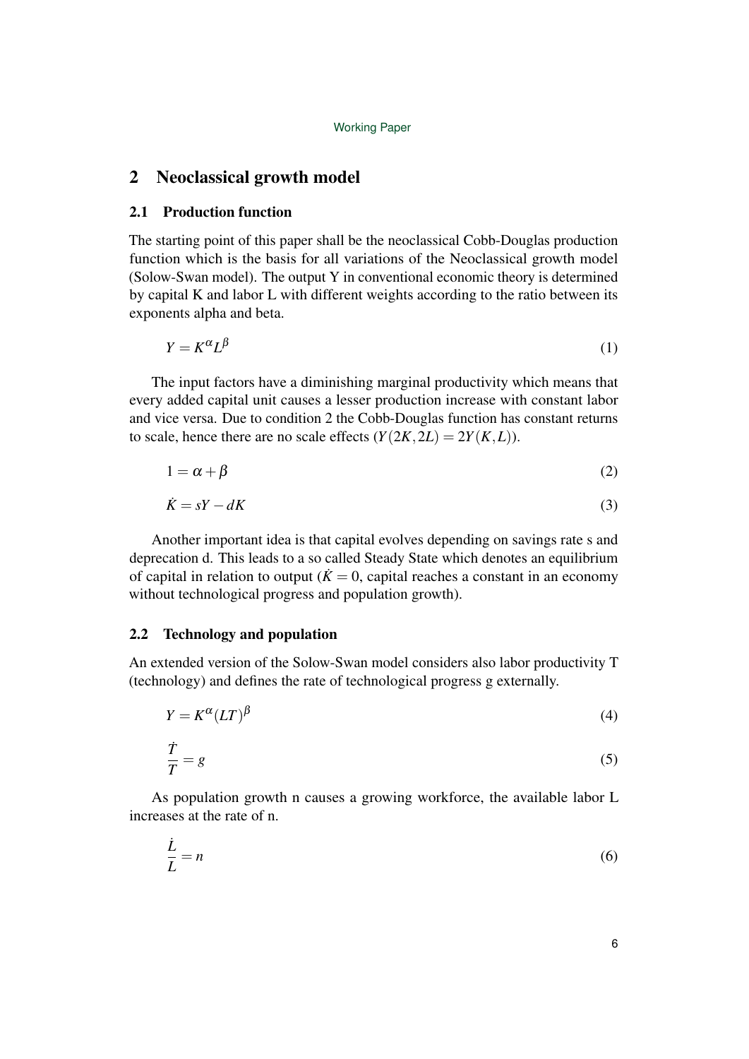## 2 Neoclassical growth model

### 2.1 Production function

The starting point of this paper shall be the neoclassical Cobb-Douglas production function which is the basis for all variations of the Neoclassical growth model (Solow-Swan model). The output Y in conventional economic theory is determined by capital K and labor L with different weights according to the ratio between its exponents alpha and beta.

$$Y = K^{\alpha} L^{\beta} \tag{1}$$

The input factors have a diminishing marginal productivity which means that every added capital unit causes a lesser production increase with constant labor and vice versa. Due to condition 2 the Cobb-Douglas function has constant returns to scale, hence there are no scale effects ($Y(2K, 2L) = 2Y(K, L)$).

$$1 = \alpha + \beta \tag{2}$$

$$\dot{K} = sY - dK \tag{3}$$

Another important idea is that capital evolves depending on savings rate s and deprecation d. This leads to a so called Steady State which denotes an equilibrium of capital in relation to output ($\dot{K} = 0$, capital reaches a constant in an economy without technological progress and population growth).

### 2.2 Technology and population

An extended version of the Solow-Swan model considers also labor productivity T (technology) and defines the rate of technological progress g externally.

$$Y = K^{\alpha} (LT)^{\beta} \tag{4}$$

$$\frac{\dot{T}}{T} = g \tag{5}$$

As population growth n causes a growing workforce, the available labor L increases at the rate of n.

$$\frac{\dot{L}}{L} = n \tag{6}$$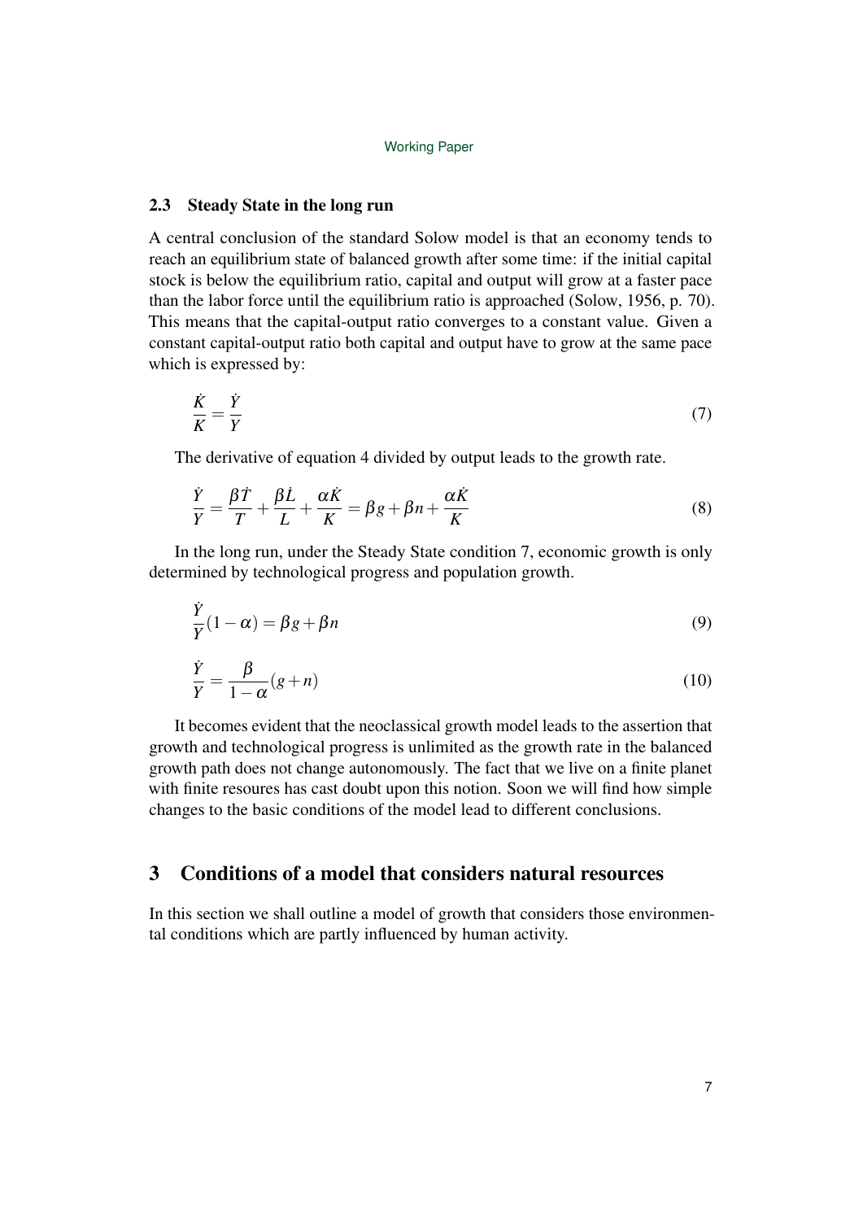### 2.3 Steady State in the long run

A central conclusion of the standard Solow model is that an economy tends to reach an equilibrium state of balanced growth after some time: if the initial capital stock is below the equilibrium ratio, capital and output will grow at a faster pace than the labor force until the equilibrium ratio is approached (Solow, 1956, p. 70). This means that the capital-output ratio converges to a constant value. Given a constant capital-output ratio both capital and output have to grow at the same pace which is expressed by:

$$\frac{\dot{K}}{K} = \frac{\dot{Y}}{Y} \tag{7}$$

The derivative of equation 4 divided by output leads to the growth rate.

$$\frac{\dot{Y}}{Y} = \frac{\beta\dot{T}}{T} + \frac{\beta\dot{L}}{L} + \frac{\alpha\dot{K}}{K} = \beta g + \beta n + \frac{\alpha\dot{K}}{K} \tag{8}$$

In the long run, under the Steady State condition 7, economic growth is only determined by technological progress and population growth.

$$\frac{\dot{Y}}{Y}(1-\alpha) = \beta g + \beta n \tag{9}$$

$$\frac{\dot{Y}}{Y} = \frac{\beta}{1-\alpha}(g+n) \tag{10}$$

It becomes evident that the neoclassical growth model leads to the assertion that growth and technological progress is unlimited as the growth rate in the balanced growth path does not change autonomously. The fact that we live on a finite planet with finite resoures has cast doubt upon this notion. Soon we will find how simple changes to the basic conditions of the model lead to different conclusions.

## 3 Conditions of a model that considers natural resources

In this section we shall outline a model of growth that considers those environmental conditions which are partly influenced by human activity.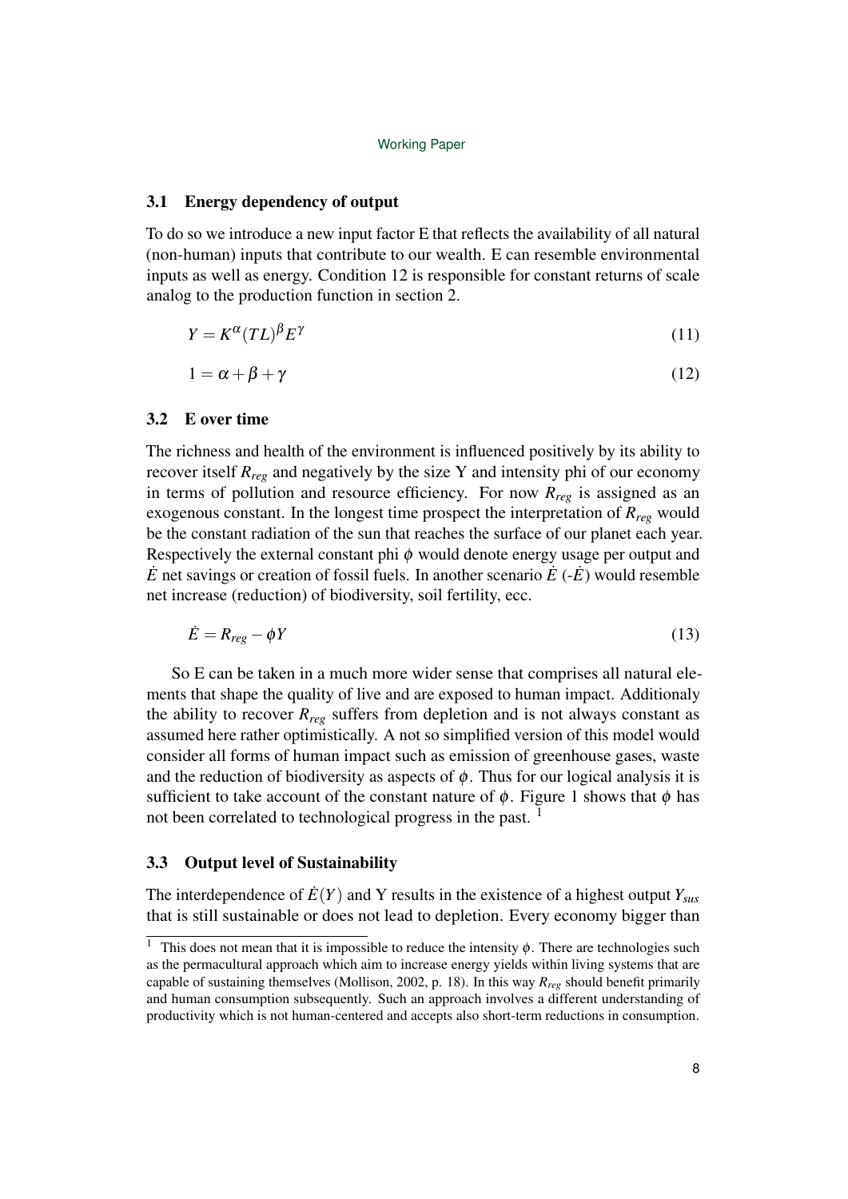### 3.1 Energy dependency of output

To do so we introduce a new input factor E that reflects the availability of all natural (non-human) inputs that contribute to our wealth. E can resemble environmental inputs as well as energy. Condition 12 is responsible for constant returns of scale analog to the production function in section 2.

$$Y = K^{\alpha}(TL)^{\beta}E^{\gamma} \tag{11}$$

$$1 = \alpha + \beta + \gamma \tag{12}$$

### 3.2 E over time

The richness and health of the environment is influenced positively by its ability to recover itself $R_{reg}$ and negatively by the size Y and intensity phi of our economy in terms of pollution and resource efficiency. For now $R_{reg}$ is assigned as an exogenous constant. In the longest time prospect the interpretation of $R_{reg}$ would be the constant radiation of the sun that reaches the surface of our planet each year. Respectively the external constant phi $\phi$ would denote energy usage per output and $\dot{E}$ net savings or creation of fossil fuels. In another scenario $\dot{E}$ (-$\dot{E}$) would resemble net increase (reduction) of biodiversity, soil fertility, ecc.

$$\dot{E} = R_{reg} - \phi Y \tag{13}$$

So E can be taken in a much more wider sense that comprises all natural elements that shape the quality of live and are exposed to human impact. Additionaly the ability to recover $R_{reg}$ suffers from depletion and is not always constant as assumed here rather optimistically. A not so simplified version of this model would consider all forms of human impact such as emission of greenhouse gases, waste and the reduction of biodiversity as aspects of $\phi$. Thus for our logical analysis it is sufficient to take account of the constant nature of $\phi$. Figure 1 shows that $\phi$ has not been correlated to technological progress in the past. [1]

### 3.3 Output level of Sustainability

The interdependence of $\dot{E}(Y)$ and Y results in the existence of a highest output $Y_{sus}$ that is still sustainable or does not lead to depletion. Every economy bigger than

[1] This does not mean that it is impossible to reduce the intensity $\phi$. There are technologies such as the permacultural approach which aim to increase energy yields within living systems that are capable of sustaining themselves (Mollison, 2002, p. 18). In this way $R_{reg}$ should benefit primarily and human consumption subsequently. Such an approach involves a different understanding of productivity which is not human-centered and accepts also short-term reductions in consumption.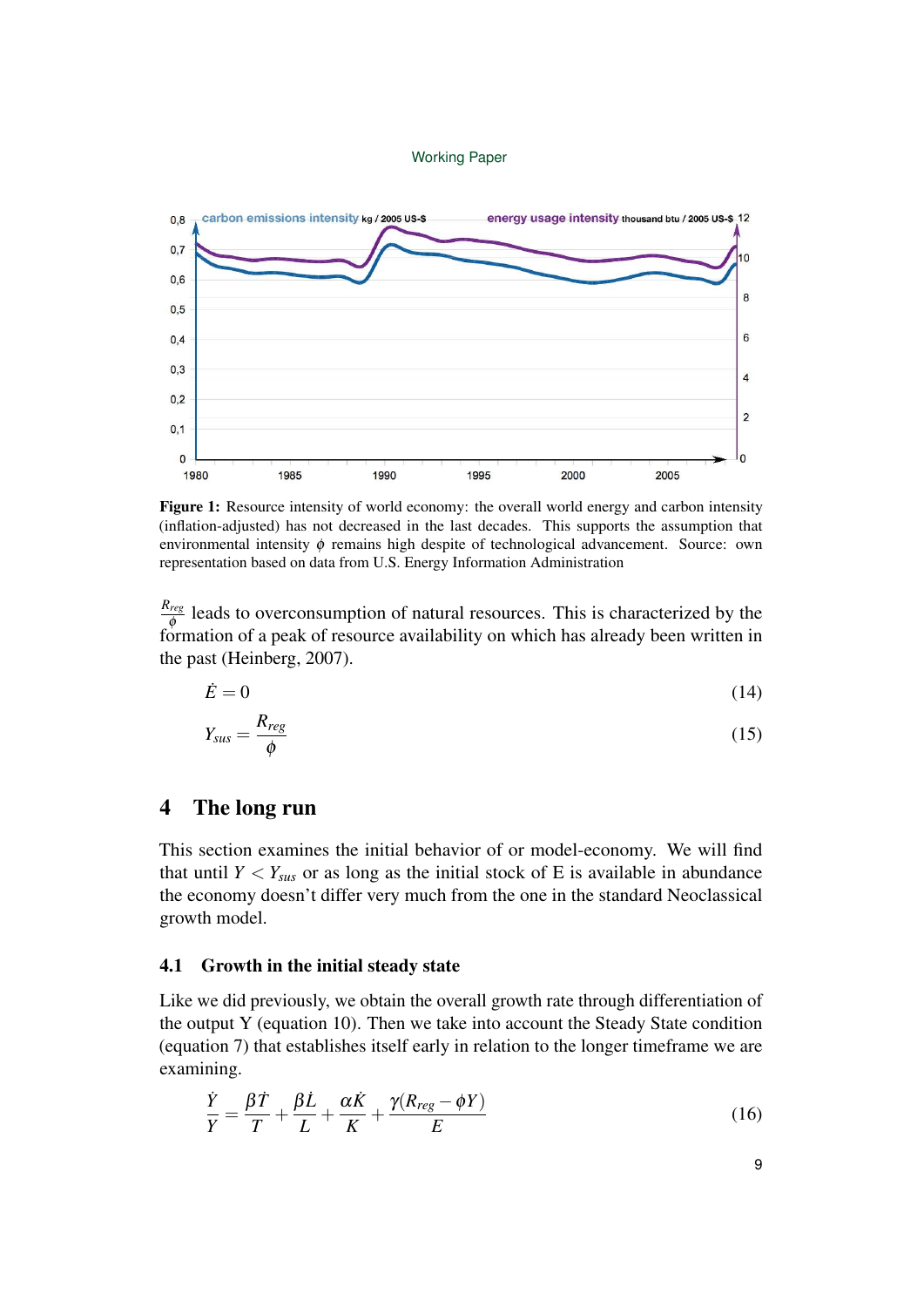Figure 1: Resource intensity of world economy: the overall world energy and carbon intensity (inflation-adjusted) has not decreased in the last decades. This supports the assumption that environmental intensity $\phi$ remains high despite of technological advancement. Source: own representation based on data from U.S. Energy Information Administration

$\frac{R_{reg}}{\phi}$ leads to overconsumption of natural resources. This is characterized by the formation of a peak of resource availability on which has already been written in the past (Heinberg, 2007).

$$\dot{E} = 0 \tag{14}$$

$$Y_{sus} = \frac{R_{reg}}{\phi} \tag{15}$$

## 4 The long run

This section examines the initial behavior of or model-economy. We will find that until $Y < Y_{sus}$ or as long as the initial stock of E is available in abundance the economy doesn't differ very much from the one in the standard Neoclassical growth model.

### 4.1 Growth in the initial steady state

Like we did previously, we obtain the overall growth rate through differentiation of the output Y (equation 10). Then we take into account the Steady State condition (equation 7) that establishes itself early in relation to the longer timeframe we are examining.

$$\frac{\dot{Y}}{Y} = \frac{\beta \dot{T}}{T} + \frac{\beta \dot{L}}{L} + \frac{\alpha \dot{K}}{K} + \frac{\gamma(R_{reg} - \phi Y)}{E} \tag{16}$$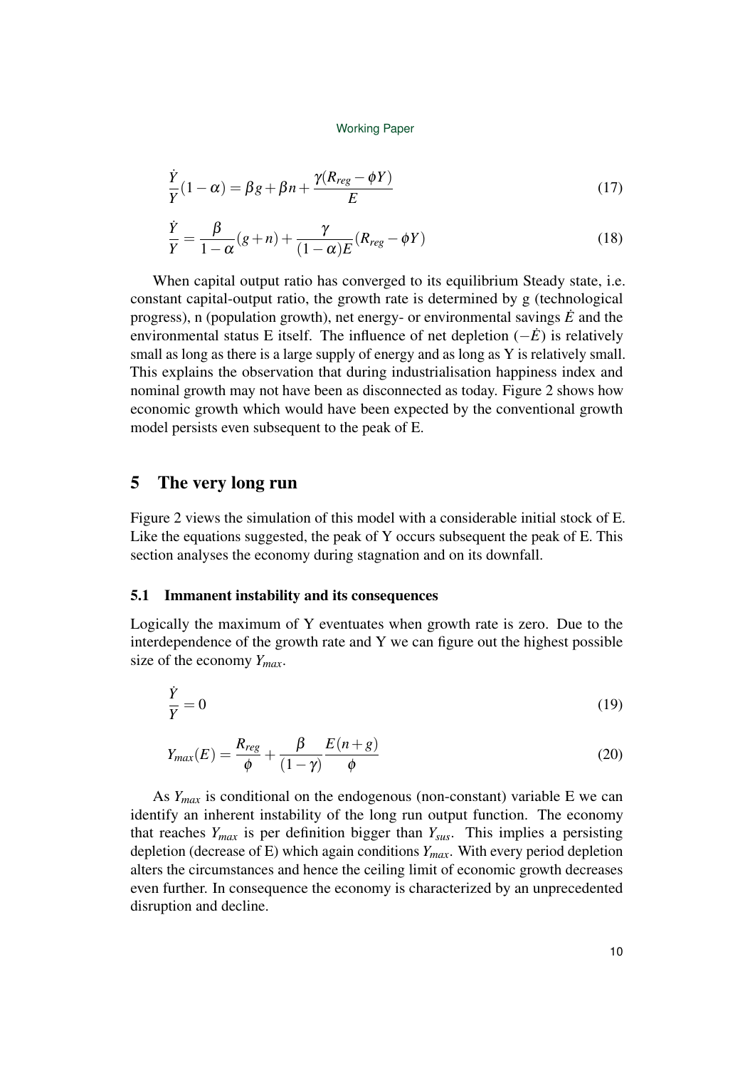$$\frac{\dot{Y}}{Y}(1-\alpha) = \beta g + \beta n + \frac{\gamma(R_{reg} - \phi Y)}{E} \tag{17}$$

$$\frac{\dot{Y}}{Y} = \frac{\beta}{1-\alpha}(g+n) + \frac{\gamma}{(1-\alpha)E}(R_{reg} - \phi Y) \tag{18}$$

When capital output ratio has converged to its equilibrium Steady state, i.e. constant capital-output ratio, the growth rate is determined by g (technological progress), n (population growth), net energy- or environmental savings $\dot{E}$ and the environmental status E itself. The influence of net depletion ($-\dot{E}$) is relatively small as long as there is a large supply of energy and as long as Y is relatively small. This explains the observation that during industrialisation happiness index and nominal growth may not have been as disconnected as today. Figure 2 shows how economic growth which would have been expected by the conventional growth model persists even subsequent to the peak of E.

# 5 The very long run

Figure 2 views the simulation of this model with a considerable initial stock of E. Like the equations suggested, the peak of Y occurs subsequent the peak of E. This section analyses the economy during stagnation and on its downfall.

## 5.1 Immanent instability and its consequences

Logically the maximum of Y eventuates when growth rate is zero. Due to the interdependence of the growth rate and Y we can figure out the highest possible size of the economy $Y_{max}$.

$$\frac{\dot{Y}}{Y} = 0 \tag{19}$$

$$Y_{max}(E) = \frac{R_{reg}}{\phi} + \frac{\beta}{(1-\gamma)}\frac{E(n+g)}{\phi} \tag{20}$$

As $Y_{max}$ is conditional on the endogenous (non-constant) variable E we can identify an inherent instability of the long run output function. The economy that reaches $Y_{max}$ is per definition bigger than $Y_{sus}$. This implies a persisting depletion (decrease of E) which again conditions $Y_{max}$. With every period depletion alters the circumstances and hence the ceiling limit of economic growth decreases even further. In consequence the economy is characterized by an unprecedented disruption and decline.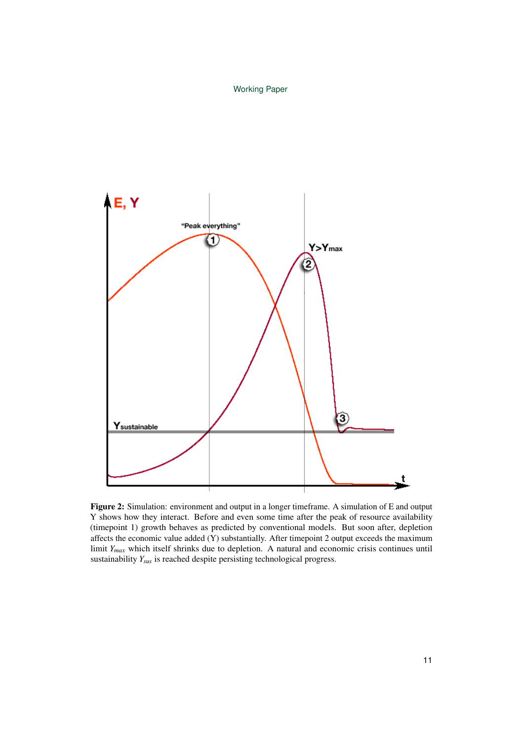**Figure 2:** Simulation: environment and output in a longer timeframe. A simulation of E and output Y shows how they interact. Before and even some time after the peak of resource availability (timepoint 1) growth behaves as predicted by conventional models. But soon after, depletion affects the economic value added (Y) substantially. After timepoint 2 output exceeds the maximum limit $Y_{max}$ which itself shrinks due to depletion. A natural and economic crisis continues until sustainability $Y_{sus}$ is reached despite persisting technological progress.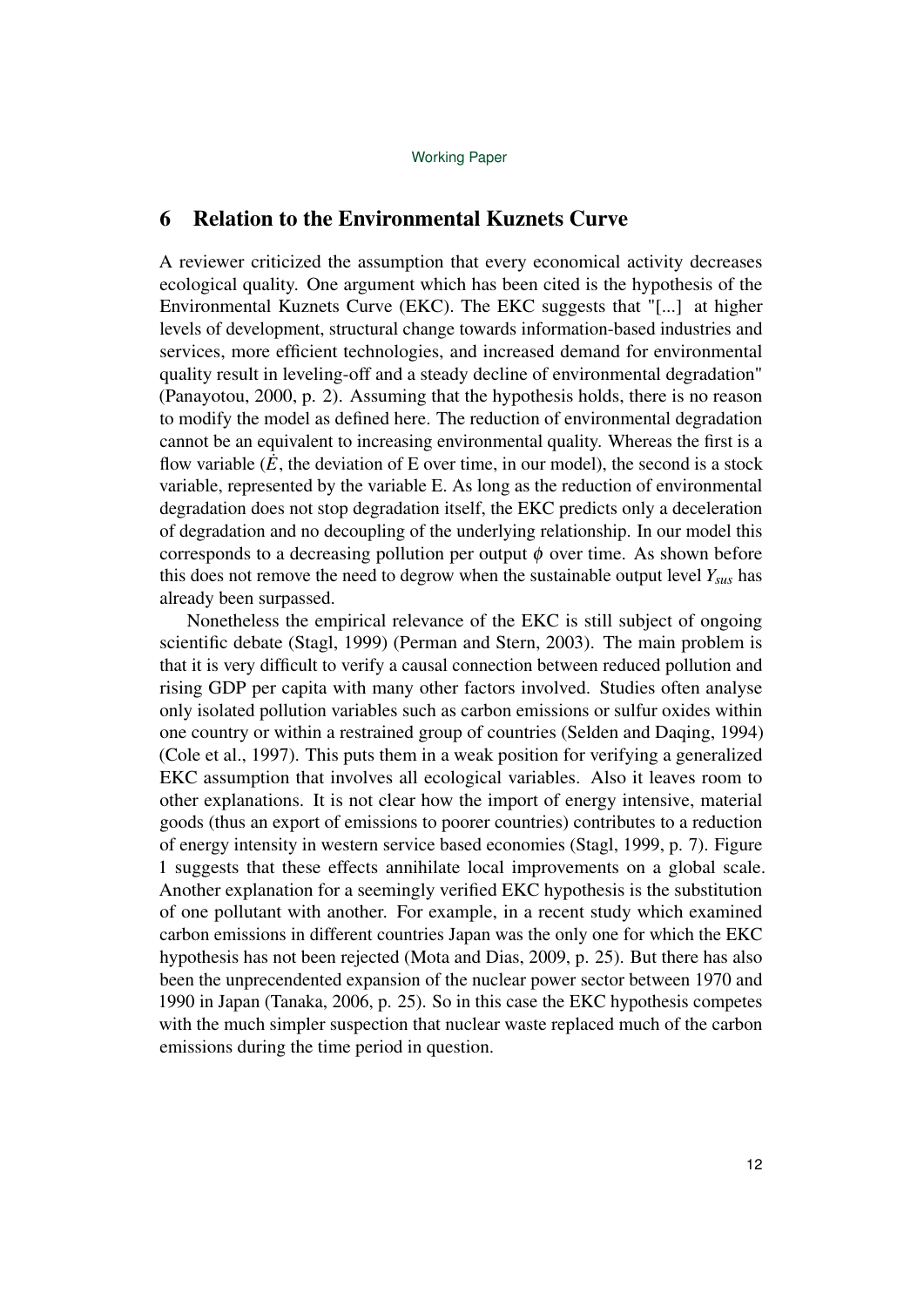## 6 Relation to the Environmental Kuznets Curve

A reviewer criticized the assumption that every economical activity decreases ecological quality. One argument which has been cited is the hypothesis of the Environmental Kuznets Curve (EKC). The EKC suggests that "[...] at higher levels of development, structural change towards information-based industries and services, more efficient technologies, and increased demand for environmental quality result in leveling-off and a steady decline of environmental degradation" (Panayotou, 2000, p. 2). Assuming that the hypothesis holds, there is no reason to modify the model as defined here. The reduction of environmental degradation cannot be an equivalent to increasing environmental quality. Whereas the first is a flow variable ($\dot{E}$, the deviation of E over time, in our model), the second is a stock variable, represented by the variable E. As long as the reduction of environmental degradation does not stop degradation itself, the EKC predicts only a deceleration of degradation and no decoupling of the underlying relationship. In our model this corresponds to a decreasing pollution per output $\phi$ over time. As shown before this does not remove the need to degrow when the sustainable output level $Y_{sus}$ has already been surpassed.

Nonetheless the empirical relevance of the EKC is still subject of ongoing scientific debate (Stagl, 1999) (Perman and Stern, 2003). The main problem is that it is very difficult to verify a causal connection between reduced pollution and rising GDP per capita with many other factors involved. Studies often analyse only isolated pollution variables such as carbon emissions or sulfur oxides within one country or within a restrained group of countries (Selden and Daqing, 1994) (Cole et al., 1997). This puts them in a weak position for verifying a generalized EKC assumption that involves all ecological variables. Also it leaves room to other explanations. It is not clear how the import of energy intensive, material goods (thus an export of emissions to poorer countries) contributes to a reduction of energy intensity in western service based economies (Stagl, 1999, p. 7). Figure 1 suggests that these effects annihilate local improvements on a global scale. Another explanation for a seemingly verified EKC hypothesis is the substitution of one pollutant with another. For example, in a recent study which examined carbon emissions in different countries Japan was the only one for which the EKC hypothesis has not been rejected (Mota and Dias, 2009, p. 25). But there has also been the unprecendented expansion of the nuclear power sector between 1970 and 1990 in Japan (Tanaka, 2006, p. 25). So in this case the EKC hypothesis competes with the much simpler suspection that nuclear waste replaced much of the carbon emissions during the time period in question.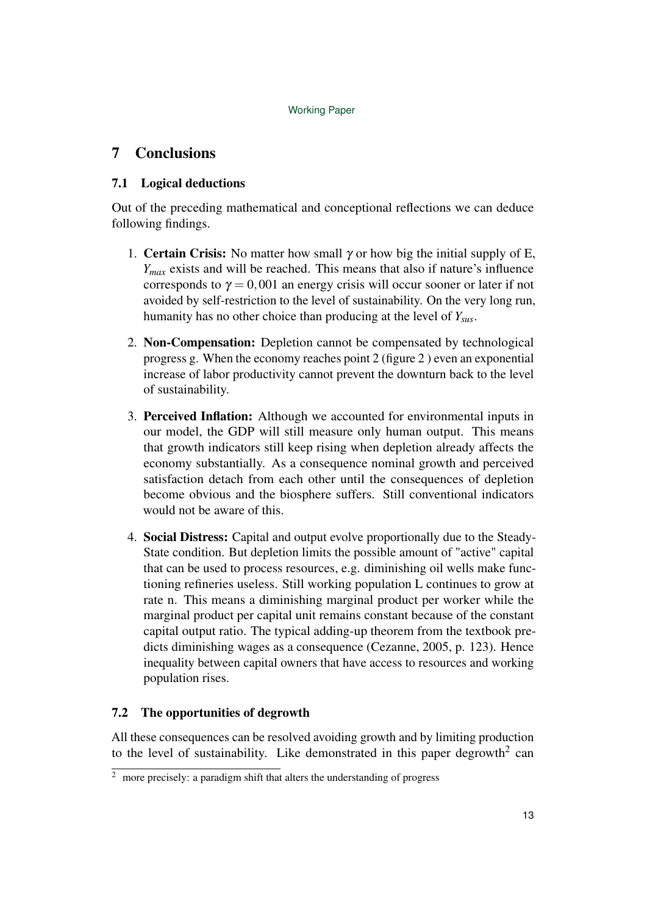## 7 Conclusions

### 7.1 Logical deductions

Out of the preceding mathematical and conceptional reflections we can deduce following findings.

1. **Certain Crisis:** No matter how small $\gamma$ or how big the initial supply of E, $Y_{max}$ exists and will be reached. This means that also if nature's influence corresponds to $\gamma = 0,001$ an energy crisis will occur sooner or later if not avoided by self-restriction to the level of sustainability. On the very long run, humanity has no other choice than producing at the level of $Y_{sus}$.

2. **Non-Compensation:** Depletion cannot be compensated by technological progress g. When the economy reaches point 2 (figure 2 ) even an exponential increase of labor productivity cannot prevent the downturn back to the level of sustainability.

3. **Perceived Inflation:** Although we accounted for environmental inputs in our model, the GDP will still measure only human output. This means that growth indicators still keep rising when depletion already affects the economy substantially. As a consequence nominal growth and perceived satisfaction detach from each other until the consequences of depletion become obvious and the biosphere suffers. Still conventional indicators would not be aware of this.

4. **Social Distress:** Capital and output evolve proportionally due to the Steady-State condition. But depletion limits the possible amount of "active" capital that can be used to process resources, e.g. diminishing oil wells make functioning refineries useless. Still working population L continues to grow at rate n. This means a diminishing marginal product per worker while the marginal product per capital unit remains constant because of the constant capital output ratio. The typical adding-up theorem from the textbook predicts diminishing wages as a consequence (Cezanne, 2005, p. 123). Hence inequality between capital owners that have access to resources and working population rises.

### 7.2 The opportunities of degrowth

All these consequences can be resolved avoiding growth and by limiting production to the level of sustainability. Like demonstrated in this paper degrowth[2] can

[2] more precisely: a paradigm shift that alters the understanding of progress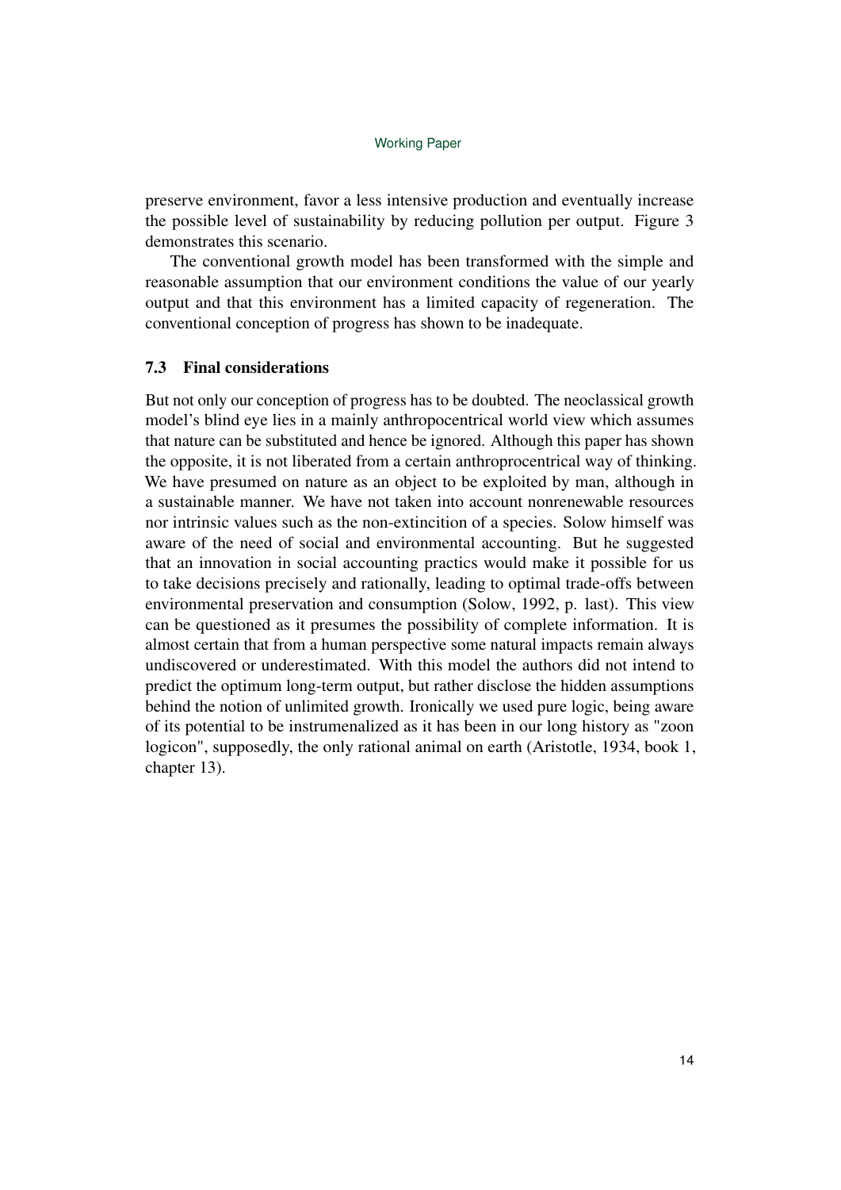preserve environment, favor a less intensive production and eventually increase the possible level of sustainability by reducing pollution per output. Figure 3 demonstrates this scenario.

The conventional growth model has been transformed with the simple and reasonable assumption that our environment conditions the value of our yearly output and that this environment has a limited capacity of regeneration. The conventional conception of progress has shown to be inadequate.

### 7.3 Final considerations

But not only our conception of progress has to be doubted. The neoclassical growth model's blind eye lies in a mainly anthropocentrical world view which assumes that nature can be substituted and hence be ignored. Although this paper has shown the opposite, it is not liberated from a certain anthroprocentrical way of thinking. We have presumed on nature as an object to be exploited by man, although in a sustainable manner. We have not taken into account nonrenewable resources nor intrinsic values such as the non-extincition of a species. Solow himself was aware of the need of social and environmental accounting. But he suggested that an innovation in social accounting practics would make it possible for us to take decisions precisely and rationally, leading to optimal trade-offs between environmental preservation and consumption (Solow, 1992, p. last). This view can be questioned as it presumes the possibility of complete information. It is almost certain that from a human perspective some natural impacts remain always undiscovered or underestimated. With this model the authors did not intend to predict the optimum long-term output, but rather disclose the hidden assumptions behind the notion of unlimited growth. Ironically we used pure logic, being aware of its potential to be instrumenalized as it has been in our long history as "zoon logicon", supposedly, the only rational animal on earth (Aristotle, 1934, book 1, chapter 13).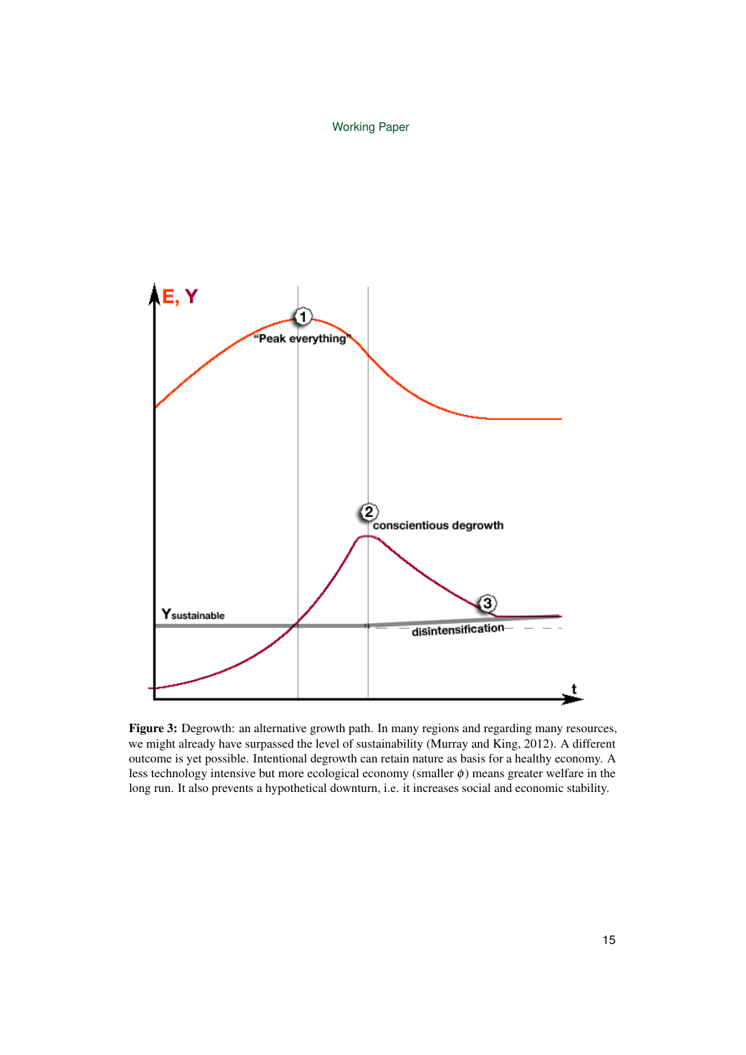**Figure 3:** Degrowth: an alternative growth path. In many regions and regarding many resources, we might already have surpassed the level of sustainability (Murray and King, 2012). A different outcome is yet possible. Intentional degrowth can retain nature as basis for a healthy economy. A less technology intensive but more ecological economy (smaller $\phi$) means greater welfare in the long run. It also prevents a hypothetical downturn, i.e. it increases social and economic stability.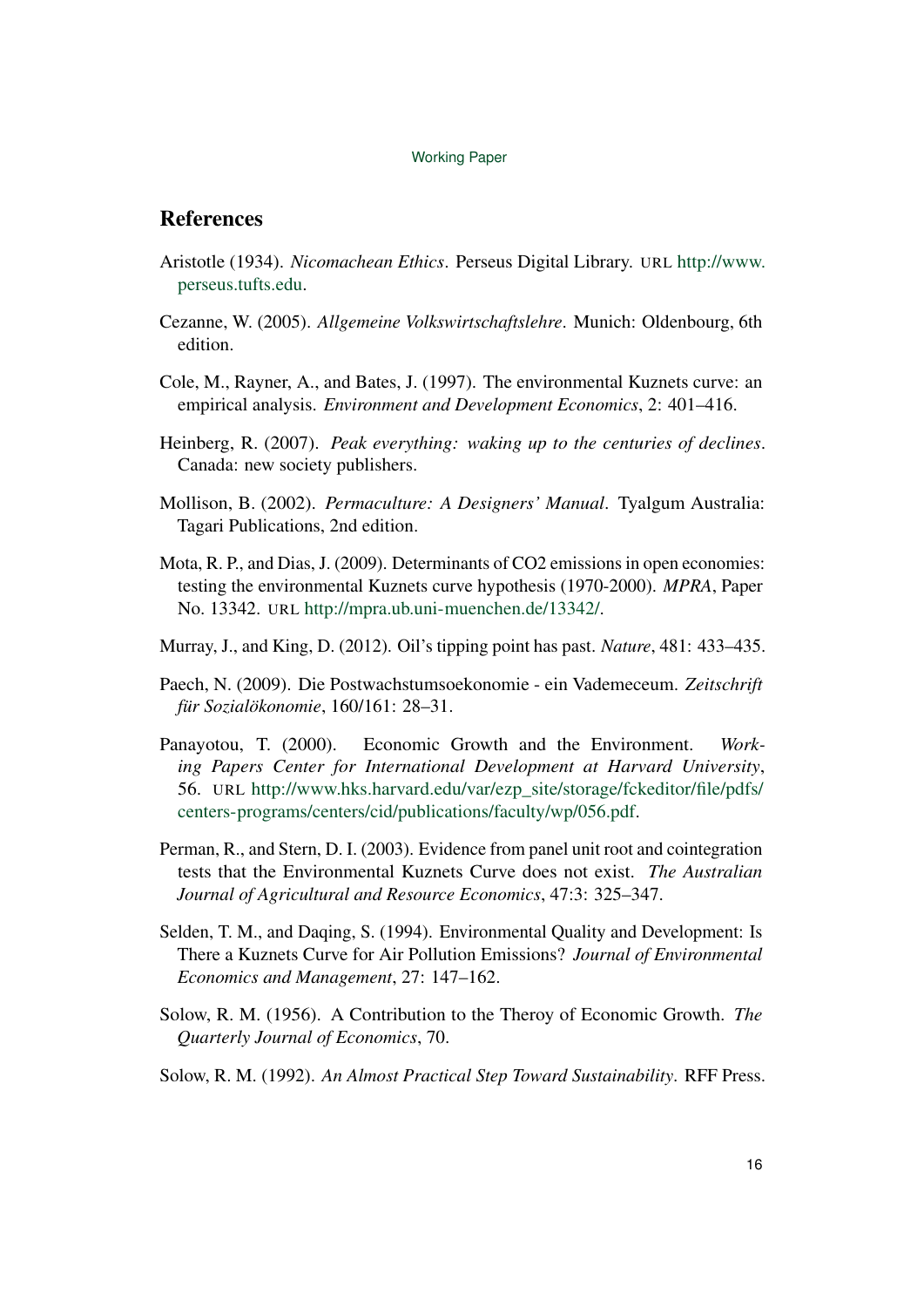## References

Aristotle (1934). *Nicomachean Ethics*. Perseus Digital Library. URL http://www.perseus.tufts.edu.

Cezanne, W. (2005). *Allgemeine Volkswirtschaftslehre*. Munich: Oldenbourg, 6th edition.

Cole, M., Rayner, A., and Bates, J. (1997). The environmental Kuznets curve: an empirical analysis. *Environment and Development Economics*, 2: 401–416.

Heinberg, R. (2007). *Peak everything: waking up to the centuries of declines*. Canada: new society publishers.

Mollison, B. (2002). *Permaculture: A Designers' Manual*. Tyalgum Australia: Tagari Publications, 2nd edition.

Mota, R. P., and Dias, J. (2009). Determinants of CO2 emissions in open economies: testing the environmental Kuznets curve hypothesis (1970-2000). *MPRA*, Paper No. 13342. URL http://mpra.ub.uni-muenchen.de/13342/.

Murray, J., and King, D. (2012). Oil's tipping point has past. *Nature*, 481: 433–435.

Paech, N. (2009). Die Postwachstumsoekonomie - ein Vademeceum. *Zeitschrift für Sozialökonomie*, 160/161: 28–31.

Panayotou, T. (2000). Economic Growth and the Environment. *Working Papers Center for International Development at Harvard University*, 56. URL http://www.hks.harvard.edu/var/ezp_site/storage/fckeditor/file/pdfs/centers-programs/centers/cid/publications/faculty/wp/056.pdf.

Perman, R., and Stern, D. I. (2003). Evidence from panel unit root and cointegration tests that the Environmental Kuznets Curve does not exist. *The Australian Journal of Agricultural and Resource Economics*, 47:3: 325–347.

Selden, T. M., and Daqing, S. (1994). Environmental Quality and Development: Is There a Kuznets Curve for Air Pollution Emissions? *Journal of Environmental Economics and Management*, 27: 147–162.

Solow, R. M. (1956). A Contribution to the Theroy of Economic Growth. *The Quarterly Journal of Economics*, 70.

Solow, R. M. (1992). *An Almost Practical Step Toward Sustainability*. RFF Press.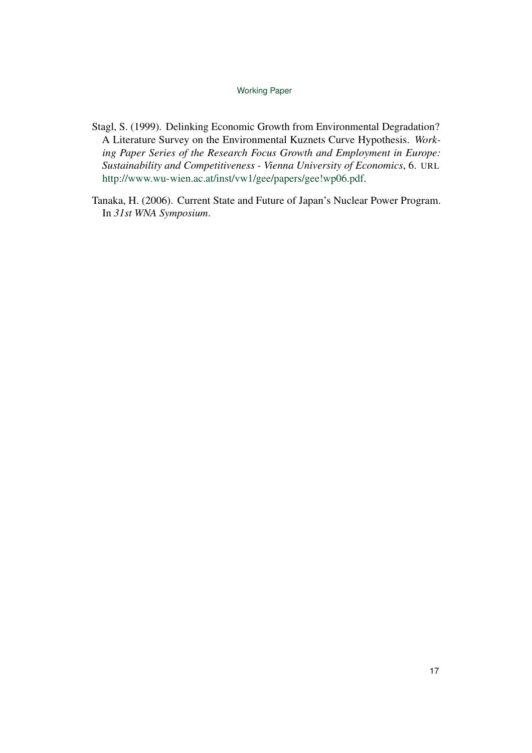Stagl, S. (1999). Delinking Economic Growth from Environmental Degradation? A Literature Survey on the Environmental Kuznets Curve Hypothesis. *Working Paper Series of the Research Focus Growth and Employment in Europe: Sustainability and Competitiveness - Vienna University of Economics*, 6. URL http://www.wu-wien.ac.at/inst/vw1/gee/papers/gee!wp06.pdf.

Tanaka, H. (2006). Current State and Future of Japan's Nuclear Power Program. In *31st WNA Symposium*.